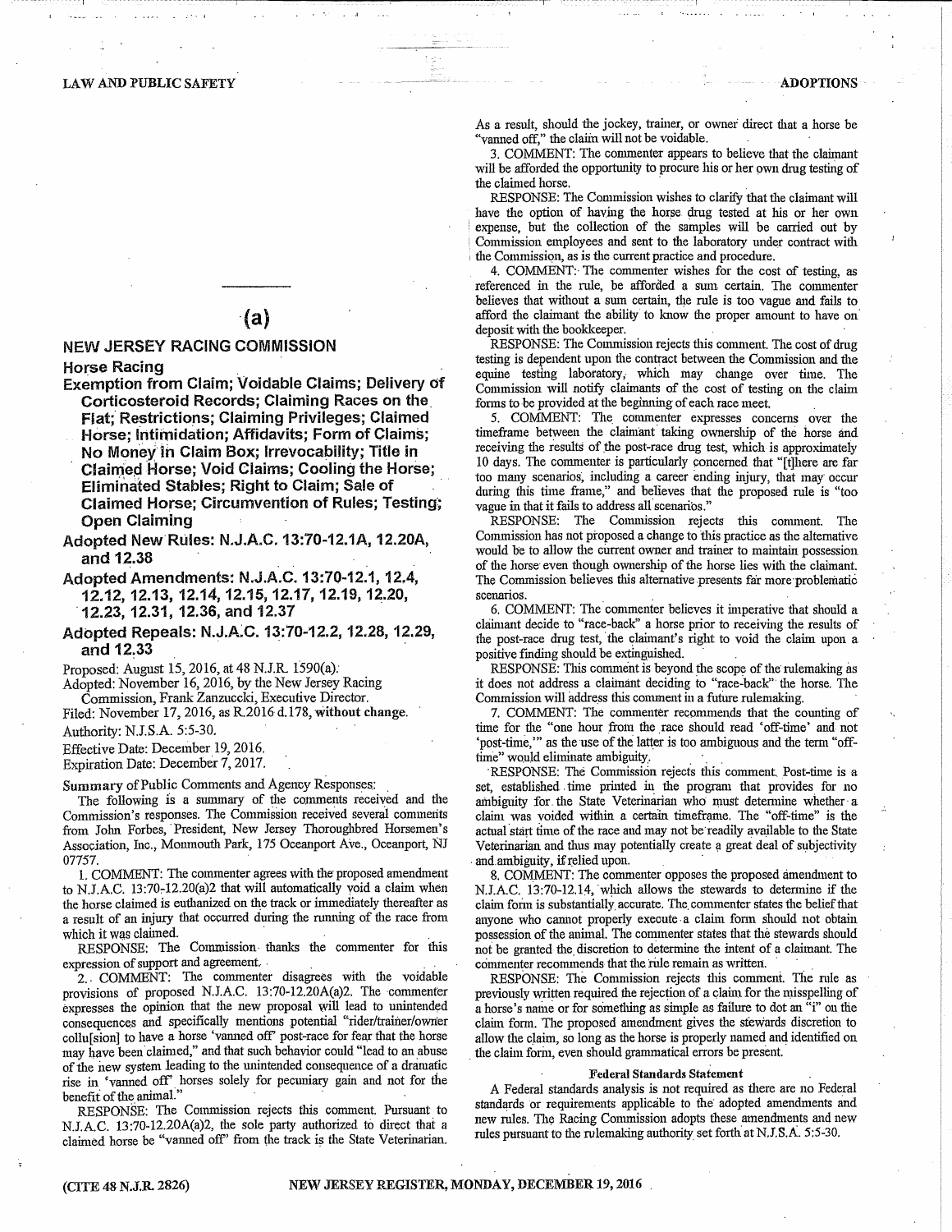(a)

## NEW JERSEY RACING COMMISSION

### Horse Racing

### Exemption from Claim; Voidable Claims; Delivery of Corticosteroid Records; Claiming Races on the Flat; Restrictions; Claiming Privileges; Claimed Horse; Intimidation; Affidavits; Form of Claims; No Money in Claim Box; Irrevocability; Title in Claimed Horse; Void Claims; Cooling the Horse; Eliminated Stables; Right to Claim; Sale of Claimed Horse; Circumvention of Rules; Testing; Open Claiming

### Adopted New Rules: N.J.A.C. 13:70-12.1A, 12.20A, and 12.38

### Adopted Amendments: N.J.A.C. 13:70-12.1, 12.4, 12.12, 12.13, 12.14, 12.15, 12.17, 12.19, 12.20, 12.23, 12.31, 12.36, and 12.37

### Adopted Repeals: N.J.A.C. 13:70-12.2, 12.28, 12.29, and 12.33

Proposed: August 15, 2016, at 48 N.J.R. 1590(a).

Adopted: November 16, 2016, by the New Jersey Racing Commission, Frank Zanzuccki, Executive Director.

Filed: November 17, 2016, as R.2016 d.178, **without change**.

Authority: N.J.S.A. 5:5-30.

Effective Date: December 19, 2016.

Expiration Date: December 7, 2017.

Summary of Public Comments and Agency Responses:

The following is a summary of the comments received and the Commission's responses. The Commission received several comments from John Forbes, President, New Jersey Thoroughbred Horsemen's Association, Inc., Monmouth Park, 175 Oceanport Ave., Oceanport, NJ 07757.

1. COMMENT: The commenter agrees with the proposed amendment to N.J.A.C. 13:70-12.20(a)2 that will automatically void a claim when the horse claimed is euthanized on the track or immediately thereafter as a result of an injury that occurred during the running of the race from which it was claimed.

RESPONSE: The Commission thanks the commenter for this expression of support and agreement.

2. COMMENT: The commenter disagrees with the voidable provisions of proposed N.J.A.C. 13:70-12.20A(a)2. The commenter expresses the opinion that the new proposal will lead to unintended consequences and specifically mentions potential "rider/trainer/owner collu[sion] to have a horse 'vanned off' post-race for fear that the horse may have been claimed," and that such behavior could "lead to an abuse of the new system leading to the unintended consequence of a dramatic rise in 'vanned off' horses solely for pecuniary gain and not for the benefit of the animal."

RESPONSE: The Commission rejects this comment. Pursuant to N.J.A.C. 13:70-12.20A(a)2, the sole party authorized to direct that a claimed horse be "vanned off" from the track is the State Veterinarian. As a result, should the jockey, trainer, or owner direct that a horse be "vanned off," the claim will not be voidable.

3. COMMENT: The commenter appears to believe that the claimant will be afforded the opportunity to procure his or her own drug testing of the claimed horse.

RESPONSE: The Commission wishes to clarify that the claimant will have the option of having the horse drug tested at his or her own expense, but the collection of the samples will be carried out by Commission employees and sent to the laboratory under contract with the Commission, as is the current practice and procedure.

4. COMMENT: The commenter wishes for the cost of testing, as referenced in the rule, be afforded a sum certain. The commenter believes that without a sum certain, the rule is too vague and fails to afford the claimant the ability to know the proper amount to have on deposit with the bookkeeper.

RESPONSE: The Commission rejects this comment. The cost of drug testing is dependent upon the contract between the Commission and the equine testing laboratory, which may change over time. The Commission will notify claimants of the cost of testing on the claim forms to be provided at the beginning of each race meet.

5. COMMENT: The commenter expresses concerns over the timeframe between the claimant taking ownership of the horse and receiving the results of the post-race drug test, which is approximately 10 days. The commenter is particularly concerned that "[t]here are far too many scenarios, including a career ending injury, that may occur during this time frame," and believes that the proposed rule is "too vague in that it fails to address all scenarios."

RESPONSE: The Commission rejects this comment. The Commission has not proposed a change to this practice as the alternative would be to allow the current owner and trainer to maintain possession of the horse even though ownership of the horse lies with the claimant. The Commission believes this alternative presents far more problematic scenarios.

6. COMMENT: The commenter believes it imperative that should a claimant decide to "race-back" a horse prior to receiving the results of the post-race drug test, the claimant's right to void the claim upon a positive finding should be extinguished.

RESPONSE: This comment is beyond the scope of the rulemaking as it does not address a claimant deciding to "race-back" the horse. The Commission will address this comment in a future rulemaking.

7. COMMENT: The commenter recommends that the counting of time for the "one hour from the race should read 'off-time' and not 'post-time,'" as the use of the latter is too ambiguous and the term "off-time" would eliminate ambiguity.

RESPONSE: The Commission rejects this comment. Post-time is a set, established time printed in the program that provides for no ambiguity for the State Veterinarian who must determine whether a claim was voided within a certain timeframe. The "off-time" is the actual start time of the race and may not be readily available to the State Veterinarian and thus may potentially create a great deal of subjectivity and ambiguity, if relied upon.

8. COMMENT: The commenter opposes the proposed amendment to N.J.A.C. 13:70-12.14, which allows the stewards to determine if the claim form is substantially accurate. The commenter states the belief that anyone who cannot properly execute a claim form should not obtain possession of the animal. The commenter states that the stewards should not be granted the discretion to determine the intent of a claimant. The commenter recommends that the rule remain as written.

RESPONSE: The Commission rejects this comment. The rule as previously written required the rejection of a claim for the misspelling of a horse's name or for something as simple as failure to dot an "i" on the claim form. The proposed amendment gives the stewards discretion to allow the claim, so long as the horse is properly named and identified on the claim form, even should grammatical errors be present.

#### Federal Standards Statement

A Federal standards analysis is not required as there are no Federal standards or requirements applicable to the adopted amendments and new rules. The Racing Commission adopts these amendments and new rules pursuant to the rulemaking authority set forth at N.J.S.A. 5:5-30.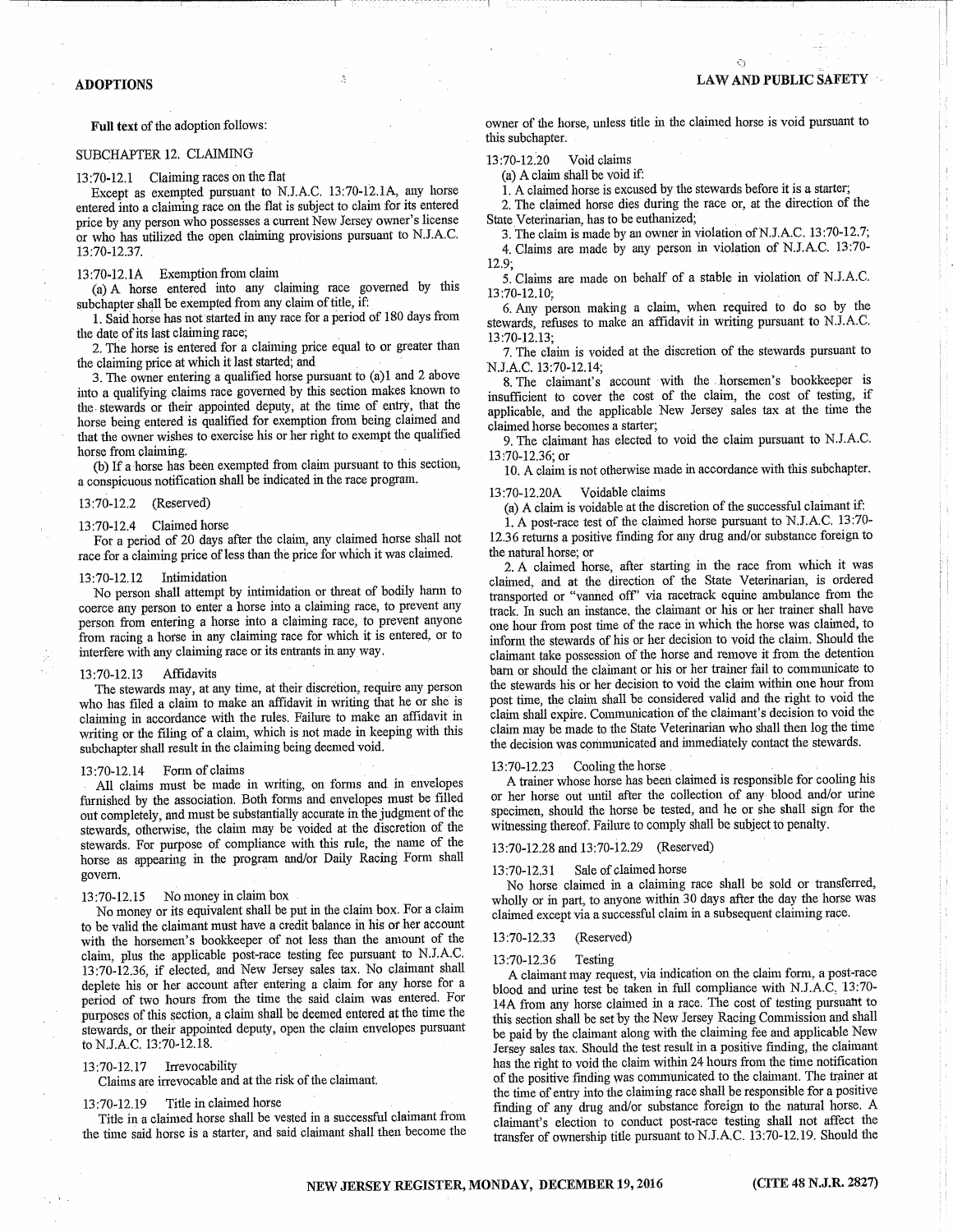**Full text** of the adoption follows:

SUBCHAPTER 12. CLAIMING

13:70-12.1 Claiming races on the flat

Except as exempted pursuant to N.J.A.C. 13:70-12.1A, any horse entered into a claiming race on the flat is subject to claim for its entered price by any person who possesses a current New Jersey owner's license or who has utilized the open claiming provisions pursuant to N.J.A.C. 13:70-12.37.

13:70-12.1A Exemption from claim

(a) A horse entered into any claiming race governed by this subchapter shall be exempted from any claim of title, if:

1. Said horse has not started in any race for a period of 180 days from the date of its last claiming race;

2. The horse is entered for a claiming price equal to or greater than the claiming price at which it last started; and

3. The owner entering a qualified horse pursuant to (a)1 and 2 above into a qualifying claims race governed by this section makes known to the stewards or their appointed deputy, at the time of entry, that the horse being entered is qualified for exemption from being claimed and that the owner wishes to exercise his or her right to exempt the qualified horse from claiming.

(b) If a horse has been exempted from claim pursuant to this section, a conspicuous notification shall be indicated in the race program.

13:70-12.2 (Reserved)

13:70-12.4 Claimed horse

For a period of 20 days after the claim, any claimed horse shall not race for a claiming price of less than the price for which it was claimed.

13:70-12.12 Intimidation

No person shall attempt by intimidation or threat of bodily harm to coerce any person to enter a horse into a claiming race, to prevent any person from entering a horse into a claiming race, to prevent anyone from racing a horse in any claiming race for which it is entered, or to interfere with any claiming race or its entrants in any way.

13:70-12.13 Affidavits

The stewards may, at any time, at their discretion, require any person who has filed a claim to make an affidavit in writing that he or she is claiming in accordance with the rules. Failure to make an affidavit in writing or the filing of a claim, which is not made in keeping with this subchapter shall result in the claiming being deemed void.

13:70-12.14 Form of claims

All claims must be made in writing, on forms and in envelopes furnished by the association. Both forms and envelopes must be filled out completely, and must be substantially accurate in the judgment of the stewards, otherwise, the claim may be voided at the discretion of the stewards. For purpose of compliance with this rule, the name of the horse as appearing in the program and/or Daily Racing Form shall govern.

13:70-12.15 No money in claim box

No money or its equivalent shall be put in the claim box. For a claim to be valid the claimant must have a credit balance in his or her account with the horsemen's bookkeeper of not less than the amount of the claim, plus the applicable post-race testing fee pursuant to N.J.A.C. 13:70-12.36, if elected, and New Jersey sales tax. No claimant shall deplete his or her account after entering a claim for any horse for a period of two hours from the time the said claim was entered. For purposes of this section, a claim shall be deemed entered at the time the stewards, or their appointed deputy, open the claim envelopes pursuant to N.J.A.C. 13:70-12.18.

13:70-12.17 Irrevocability

Claims are irrevocable and at the risk of the claimant.

13:70-12.19 Title in claimed horse

Title in a claimed horse shall be vested in a successful claimant from the time said horse is a starter, and said claimant shall then become the owner of the horse, unless title in the claimed horse is void pursuant to this subchapter.

13:70-12.20 Void claims

(a) A claim shall be void if:

1. A claimed horse is excused by the stewards before it is a starter;

2. The claimed horse dies during the race or, at the direction of the State Veterinarian, has to be euthanized;

3. The claim is made by an owner in violation of N.J.A.C. 13:70-12.7;

4. Claims are made by any person in violation of N.J.A.C. 13:70-12.9;

5. Claims are made on behalf of a stable in violation of N.J.A.C. 13:70-12.10;

6. Any person making a claim, when required to do so by the stewards, refuses to make an affidavit in writing pursuant to N.J.A.C. 13:70-12.13;

7. The claim is voided at the discretion of the stewards pursuant to N.J.A.C. 13:70-12.14;

8. The claimant's account with the horsemen's bookkeeper is insufficient to cover the cost of the claim, the cost of testing, if applicable, and the applicable New Jersey sales tax at the time the claimed horse becomes a starter;

9. The claimant has elected to void the claim pursuant to N.J.A.C. 13:70-12.36; or

10. A claim is not otherwise made in accordance with this subchapter.

13:70-12.20A Voidable claims

(a) A claim is voidable at the discretion of the successful claimant if:

1. A post-race test of the claimed horse pursuant to N.J.A.C. 13:70-12.36 returns a positive finding for any drug and/or substance foreign to the natural horse; or

2. A claimed horse, after starting in the race from which it was claimed, and at the direction of the State Veterinarian, is ordered transported or "vanned off" via racetrack equine ambulance from the track. In such an instance, the claimant or his or her trainer shall have one hour from post time of the race in which the horse was claimed, to inform the stewards of his or her decision to void the claim. Should the claimant take possession of the horse and remove it from the detention barn or should the claimant or his or her trainer fail to communicate to the stewards his or her decision to void the claim within one hour from post time, the claim shall be considered valid and the right to void the claim shall expire. Communication of the claimant's decision to void the claim may be made to the State Veterinarian who shall then log the time the decision was communicated and immediately contact the stewards.

13:70-12.23 Cooling the horse

A trainer whose horse has been claimed is responsible for cooling his or her horse out until after the collection of any blood and/or urine specimen, should the horse be tested, and he or she shall sign for the witnessing thereof. Failure to comply shall be subject to penalty.

13:70-12.28 and 13:70-12.29 (Reserved)

13:70-12.31 Sale of claimed horse

No horse claimed in a claiming race shall be sold or transferred, wholly or in part, to anyone within 30 days after the day the horse was claimed except via a successful claim in a subsequent claiming race.

13:70-12.33 (Reserved)

13:70-12.36 Testing

A claimant may request, via indication on the claim form, a post-race blood and urine test be taken in full compliance with N.J.A.C. 13:70-14A from any horse claimed in a race. The cost of testing pursuant to this section shall be set by the New Jersey Racing Commission and shall be paid by the claimant along with the claiming fee and applicable New Jersey sales tax. Should the test result in a positive finding, the claimant has the right to void the claim within 24 hours from the time notification of the positive finding was communicated to the claimant. The trainer at the time of entry into the claiming race shall be responsible for a positive finding of any drug and/or substance foreign to the natural horse. A claimant's election to conduct post-race testing shall not affect the transfer of ownership title pursuant to N.J.A.C. 13:70-12.19. Should the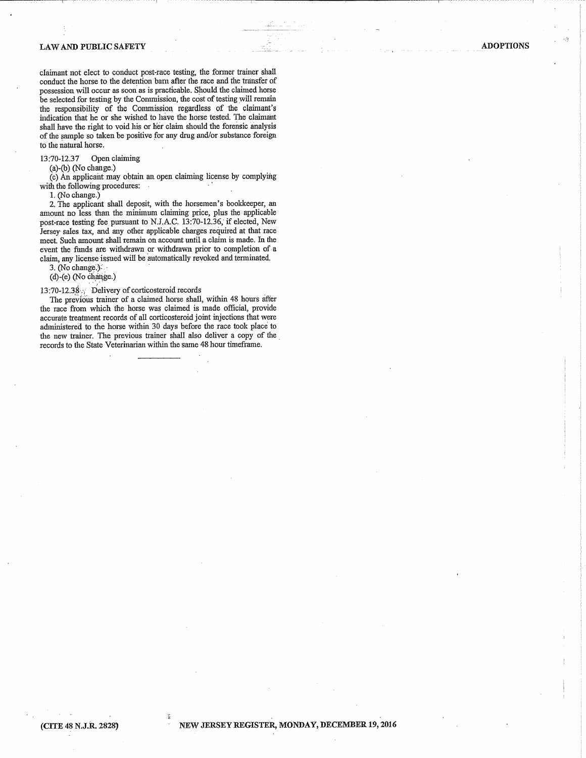claimant not elect to conduct post-race testing, the former trainer shall conduct the horse to the detention barn after the race and the transfer of possession will occur as soon as is practicable. Should the claimed horse be selected for testing by the Commission, the cost of testing will remain the responsibility of the Commission regardless of the claimant's indication that he or she wished to have the horse tested. The claimant shall have the right to void his or her claim should the forensic analysis of the sample so taken be positive for any drug and/or substance foreign to the natural horse.

13:70-12.37 Open claiming

(a)-(b) (No change.)

(c) An applicant may obtain an open claiming license by complying with the following procedures:

1. (No change.)

2. The applicant shall deposit, with the horsemen's bookkeeper, an amount no less than the minimum claiming price, plus the applicable post-race testing fee pursuant to N.J.A.C. 13:70-12.36, if elected, New Jersey sales tax, and any other applicable charges required at that race meet. Such amount shall remain on account until a claim is made. In the event the funds are withdrawn or withdrawn prior to completion of a claim, any license issued will be automatically revoked and terminated.

3. (No change.)

(d)-(e) (No change.)

13:70-12.38 Delivery of corticosteroid records

The previous trainer of a claimed horse shall, within 48 hours after the race from which the horse was claimed is made official, provide accurate treatment records of all corticosteroid joint injections that were administered to the horse within 30 days before the race took place to the new trainer. The previous trainer shall also deliver a copy of the records to the State Veterinarian within the same 48 hour timeframe.

---